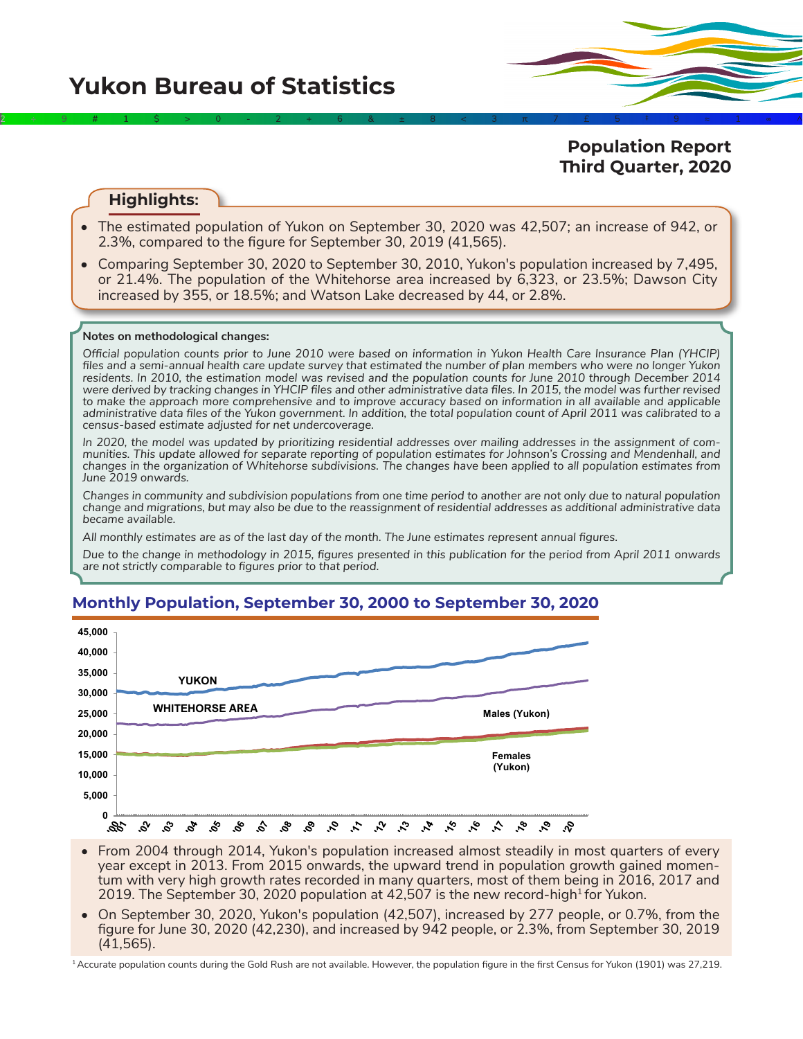# Yukon Bureau of Statistics

## Population Report Third Quarter, 2020

### Highlights:

- The estimated population of Yukon on September 30, 2020 was 42,507; an increase of 942, or 2.3%, compared to the figure for September 30, 2019 (41,565).
- Comparing September 30, 2020 to September 30, 2010, Yukon's population increased by 7,495, or 21.4%. The population of the Whitehorse area increased by 6,323, or 23.5%; Dawson City increased by 355, or 18.5%; and Watson Lake decreased by 44, or 2.8%.

**Notes on methodological changes:**

*Official population counts prior to June 2010 were based on information in Yukon Health Care Insurance Plan (YHCIP) files and a semi-annual health care update survey that estimated the number of plan members who were no longer Yukon residents. In 2010, the estimation model was revised and the population counts for June 2010 through December 2014 were derived by tracking changes in YHCIP files and other administrative data files. In 2015, the model was further revised to make the approach more comprehensive and to improve accuracy based on information in all available and applicable administrative data files of the Yukon government. In addition, the total population count of April 2011 was calibrated to a census-based estimate adjusted for net undercoverage.*

*In 2020, the model was updated by prioritizing residential addresses over mailing addresses in the assignment of communities. This update allowed for separate reporting of population estimates for Johnson's Crossing and Mendenhall, and changes in the organization of Whitehorse subdivisions. The changes have been applied to all population estimates from June 2019 onwards.*

*Changes in community and subdivision populations from one time period to another are not only due to natural population change and migrations, but may also be due to the reassignment of residential addresses as additional administrative data became available.*

*All monthly estimates are as of the last day of the month. The June estimates represent annual figures.*

*Due to the change in methodology in 2015, figures presented in this publication for the period from April 2011 onwards are not strictly comparable to figures prior to that period.*

### Monthly Population, September 30, 2000 to September 30, 2020

- From 2004 through 2014, Yukon's population increased almost steadily in most quarters of every year except in 2013. From 2015 onwards, the upward trend in population growth gained momentum with very high growth rates recorded in many quarters, most of them being in 2016, 2017 and 2019. The September 30, 2020 population at 42,507 is the new record-high[1] for Yukon.
- On September 30, 2020, Yukon's population (42,507), increased by 277 people, or 0.7%, from the figure for June 30, 2020 (42,230), and increased by 942 people, or 2.3%, from September 30, 2019 (41,565).

[1] Accurate population counts during the Gold Rush are not available. However, the population figure in the first Census for Yukon (1901) was 27,219.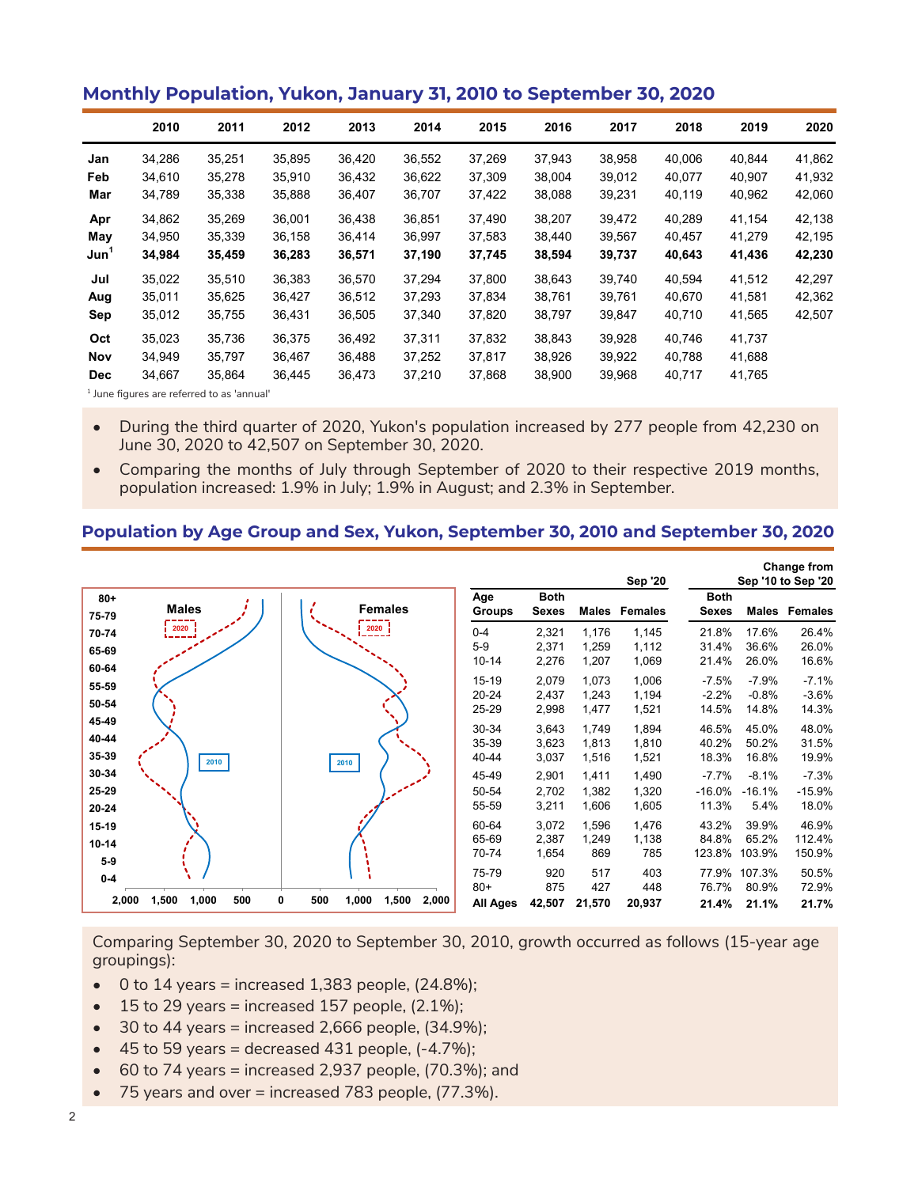## Monthly Population, Yukon, January 31, 2010 to September 30, 2020

| | 2010 | 2011 | 2012 | 2013 | 2014 | 2015 | 2016 | 2017 | 2018 | 2019 | 2020 |
|---|---|---|---|---|---|---|---|---|---|---|---|
| Jan | 34,286 | 35,251 | 35,895 | 36,420 | 36,552 | 37,269 | 37,943 | 38,958 | 40,006 | 40,844 | 41,862 |
| Feb | 34,610 | 35,278 | 35,910 | 36,432 | 36,622 | 37,309 | 38,004 | 39,012 | 40,077 | 40,907 | 41,932 |
| Mar | 34,789 | 35,338 | 35,888 | 36,407 | 36,707 | 37,422 | 38,088 | 39,231 | 40,119 | 40,962 | 42,060 |
| Apr | 34,862 | 35,269 | 36,001 | 36,438 | 36,851 | 37,490 | 38,207 | 39,472 | 40,289 | 41,154 | 42,138 |
| May | 34,950 | 35,339 | 36,158 | 36,414 | 36,997 | 37,583 | 38,440 | 39,567 | 40,457 | 41,279 | 42,195 |
| **Jun[1]** | **34,984** | **35,459** | **36,283** | **36,571** | **37,190** | **37,745** | **38,594** | **39,737** | **40,643** | **41,436** | **42,230** |
| Jul | 35,022 | 35,510 | 36,383 | 36,570 | 37,294 | 37,800 | 38,643 | 39,740 | 40,594 | 41,512 | 42,297 |
| Aug | 35,011 | 35,625 | 36,427 | 36,512 | 37,293 | 37,834 | 38,761 | 39,761 | 40,670 | 41,581 | 42,362 |
| Sep | 35,012 | 35,755 | 36,431 | 36,505 | 37,340 | 37,820 | 38,797 | 39,847 | 40,710 | 41,565 | 42,507 |
| Oct | 35,023 | 35,736 | 36,375 | 36,492 | 37,311 | 37,832 | 38,843 | 39,928 | 40,746 | 41,737 | |
| Nov | 34,949 | 35,797 | 36,467 | 36,488 | 37,252 | 37,817 | 38,926 | 39,922 | 40,788 | 41,688 | |
| Dec | 34,667 | 35,864 | 36,445 | 36,473 | 37,210 | 37,868 | 38,900 | 39,968 | 40,717 | 41,765 | |

[1] June figures are referred to as 'annual'

- During the third quarter of 2020, Yukon's population increased by 277 people from 42,230 on June 30, 2020 to 42,507 on September 30, 2020.
- Comparing the months of July through September of 2020 to their respective 2019 months, population increased: 1.9% in July; 1.9% in August; and 2.3% in September.

## Population by Age Group and Sex, Yukon, September 30, 2010 and September 30, 2020

| Age Groups | Sep '20 Both Sexes | Males | Females | Change from Sep '10 to Sep '20 Both Sexes | Males | Females |
|---|---|---|---|---|---|---|
| 0-4 | 2,321 | 1,176 | 1,145 | 21.8% | 17.6% | 26.4% |
| 5-9 | 2,371 | 1,259 | 1,112 | 31.4% | 36.6% | 26.0% |
| 10-14 | 2,276 | 1,207 | 1,069 | 21.4% | 26.0% | 16.6% |
| 15-19 | 2,079 | 1,073 | 1,006 | -7.5% | -7.9% | -7.1% |
| 20-24 | 2,437 | 1,243 | 1,194 | -2.2% | -0.8% | -3.6% |
| 25-29 | 2,998 | 1,477 | 1,521 | 14.5% | 14.8% | 14.3% |
| 30-34 | 3,643 | 1,749 | 1,894 | 46.5% | 45.0% | 48.0% |
| 35-39 | 3,623 | 1,813 | 1,810 | 40.2% | 50.2% | 31.5% |
| 40-44 | 3,037 | 1,516 | 1,521 | 18.3% | 16.8% | 19.9% |
| 45-49 | 2,901 | 1,411 | 1,490 | -7.7% | -8.1% | -7.3% |
| 50-54 | 2,702 | 1,382 | 1,320 | -16.0% | -16.1% | -15.9% |
| 55-59 | 3,211 | 1,606 | 1,605 | 11.3% | 5.4% | 18.0% |
| 60-64 | 3,072 | 1,596 | 1,476 | 43.2% | 39.9% | 46.9% |
| 65-69 | 2,387 | 1,249 | 1,138 | 84.8% | 65.2% | 112.4% |
| 70-74 | 1,654 | 869 | 785 | 123.8% | 103.9% | 150.9% |
| 75-79 | 920 | 517 | 403 | 77.9% | 107.3% | 50.5% |
| 80+ | 875 | 427 | 448 | 76.7% | 80.9% | 72.9% |
| **All Ages** | **42,507** | **21,570** | **20,937** | **21.4%** | **21.1%** | **21.7%** |

Comparing September 30, 2020 to September 30, 2010, growth occurred as follows (15-year age groupings):

- 0 to 14 years = increased 1,383 people, (24.8%);
- 15 to 29 years = increased 157 people, (2.1%);
- 30 to 44 years = increased 2,666 people, (34.9%);
- 45 to 59 years = decreased 431 people, (-4.7%);
- 60 to 74 years = increased 2,937 people, (70.3%); and
- 75 years and over = increased 783 people, (77.3%).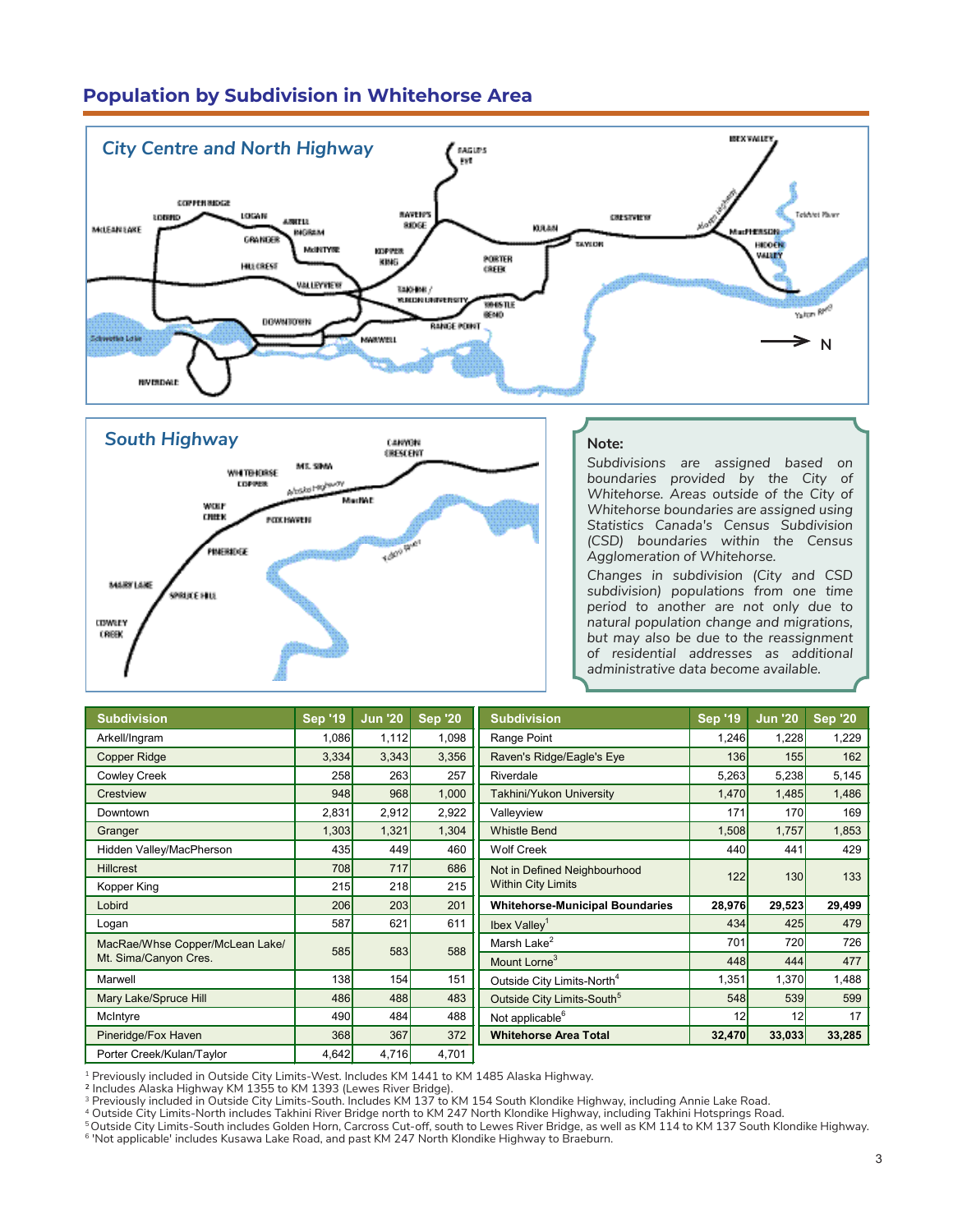## Population by Subdivision in Whitehorse Area

**Note:**

*Subdivisions are assigned based on boundaries provided by the City of Whitehorse. Areas outside of the City of Whitehorse boundaries are assigned using Statistics Canada's Census Subdivision (CSD) boundaries within the Census Agglomeration of Whitehorse.*

*Changes in subdivision (City and CSD subdivision) populations from one time period to another are not only due to natural population change and migrations, but may also be due to the reassignment of residential addresses as additional administrative data become available.*

| Subdivision | Sep '19 | Jun '20 | Sep '20 |
|---|---|---|---|
| Arkell/Ingram | 1,086 | 1,112 | 1,098 |
| Copper Ridge | 3,334 | 3,343 | 3,356 |
| Cowley Creek | 258 | 263 | 257 |
| Crestview | 948 | 968 | 1,000 |
| Downtown | 2,831 | 2,912 | 2,922 |
| Granger | 1,303 | 1,321 | 1,304 |
| Hidden Valley/MacPherson | 435 | 449 | 460 |
| Hillcrest | 708 | 717 | 686 |
| Kopper King | 215 | 218 | 215 |
| Lobird | 206 | 203 | 201 |
| Logan | 587 | 621 | 611 |
| MacRae/Whse Copper/McLean Lake/ Mt. Sima/Canyon Cres. | 585 | 583 | 588 |
| Marwell | 138 | 154 | 151 |
| Mary Lake/Spruce Hill | 486 | 488 | 483 |
| McIntyre | 490 | 484 | 488 |
| Pineridge/Fox Haven | 368 | 367 | 372 |
| Porter Creek/Kulan/Taylor | 4,642 | 4,716 | 4,701 |
| Range Point | 1,246 | 1,228 | 1,229 |
| Raven's Ridge/Eagle's Eye | 136 | 155 | 162 |
| Riverdale | 5,263 | 5,238 | 5,145 |
| Takhini/Yukon University | 1,470 | 1,485 | 1,486 |
| Valleyview | 171 | 170 | 169 |
| Whistle Bend | 1,508 | 1,757 | 1,853 |
| Wolf Creek | 440 | 441 | 429 |
| Not in Defined Neighbourhood Within City Limits | 122 | 130 | 133 |
| **Whitehorse-Municipal Boundaries** | **28,976** | **29,523** | **29,499** |
| Ibex Valley[1] | 434 | 425 | 479 |
| Marsh Lake[2] | 701 | 720 | 726 |
| Mount Lorne[3] | 448 | 444 | 477 |
| Outside City Limits-North[4] | 1,351 | 1,370 | 1,488 |
| Outside City Limits-South[5] | 548 | 539 | 599 |
| Not applicable[6] | 12 | 12 | 17 |
| **Whitehorse Area Total** | **32,470** | **33,033** | **33,285** |

[1] Previously included in Outside City Limits-West. Includes KM 1441 to KM 1485 Alaska Highway.
[2] Includes Alaska Highway KM 1355 to KM 1393 (Lewes River Bridge).
[3] Previously included in Outside City Limits-South. Includes KM 137 to KM 154 South Klondike Highway, including Annie Lake Road.
[4] Outside City Limits-North includes Takhini River Bridge north to KM 247 North Klondike Highway, including Takhini Hotsprings Road.
[5] Outside City Limits-South includes Golden Horn, Carcross Cut-off, south to Lewes River Bridge, as well as KM 114 to KM 137 South Klondike Highway.
[6] 'Not applicable' includes Kusawa Lake Road, and past KM 247 North Klondike Highway to Braeburn.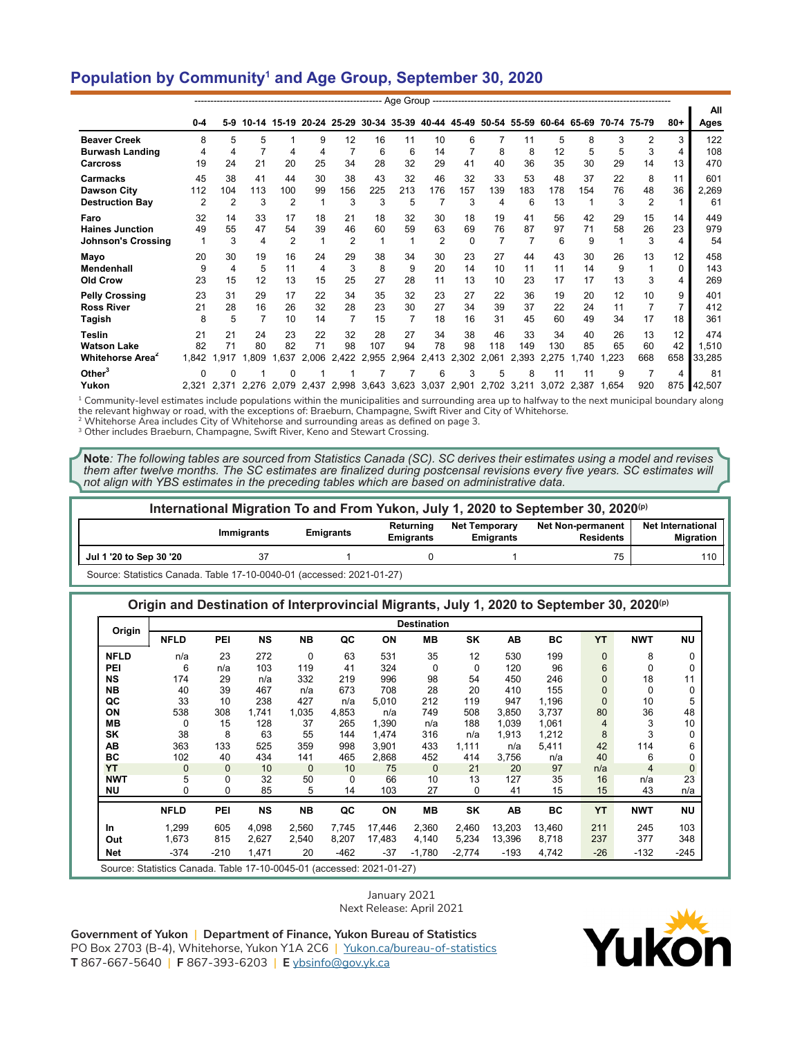## Population by Community[1] and Age Group, September 30, 2020

| | 0-4 | 5-9 | 10-14 | 15-19 | 20-24 | 25-29 | 30-34 | 35-39 | 40-44 | 45-49 | 50-54 | 55-59 | 60-64 | 65-69 | 70-74 | 75-79 | 80+ | All Ages |
|---|---|---|---|---|---|---|---|---|---|---|---|---|---|---|---|---|---|---|
| **Beaver Creek** | 8 | 5 | 5 | 1 | 9 | 12 | 16 | 11 | 10 | 6 | 7 | 11 | 5 | 8 | 3 | 2 | 3 | 122 |
| **Burwash Landing** | 4 | 4 | 7 | 4 | 4 | 7 | 6 | 6 | 14 | 7 | 8 | 8 | 12 | 5 | 5 | 3 | 4 | 108 |
| **Carcross** | 19 | 24 | 21 | 20 | 25 | 34 | 28 | 32 | 29 | 41 | 40 | 36 | 35 | 30 | 29 | 14 | 13 | 470 |
| **Carmacks** | 45 | 38 | 41 | 44 | 30 | 38 | 43 | 32 | 46 | 32 | 33 | 53 | 48 | 37 | 22 | 8 | 11 | 601 |
| **Dawson City** | 112 | 104 | 113 | 100 | 99 | 156 | 225 | 213 | 176 | 157 | 139 | 183 | 178 | 154 | 76 | 48 | 36 | 2,269 |
| **Destruction Bay** | 2 | 2 | 3 | 2 | 1 | 3 | 3 | 5 | 7 | 3 | 4 | 6 | 13 | 1 | 3 | 2 | 1 | 61 |
| **Faro** | 32 | 14 | 33 | 17 | 18 | 21 | 18 | 32 | 30 | 18 | 19 | 41 | 56 | 42 | 29 | 15 | 14 | 449 |
| **Haines Junction** | 49 | 55 | 47 | 54 | 39 | 46 | 60 | 59 | 63 | 69 | 76 | 87 | 97 | 71 | 58 | 26 | 23 | 979 |
| **Johnson's Crossing** | 1 | 3 | 4 | 2 | 1 | 2 | 1 | 1 | 2 | 0 | 7 | 7 | 6 | 9 | 1 | 3 | 4 | 54 |
| **Mayo** | 20 | 30 | 19 | 16 | 24 | 29 | 38 | 34 | 30 | 23 | 27 | 44 | 43 | 30 | 26 | 13 | 12 | 458 |
| **Mendenhall** | 9 | 4 | 5 | 11 | 4 | 3 | 8 | 9 | 20 | 14 | 10 | 11 | 11 | 14 | 9 | 1 | 0 | 143 |
| **Old Crow** | 23 | 15 | 12 | 13 | 15 | 25 | 27 | 28 | 11 | 13 | 10 | 23 | 17 | 17 | 13 | 3 | 4 | 269 |
| **Pelly Crossing** | 23 | 31 | 29 | 17 | 22 | 34 | 35 | 32 | 23 | 27 | 22 | 36 | 19 | 20 | 12 | 10 | 9 | 401 |
| **Ross River** | 21 | 28 | 16 | 26 | 32 | 28 | 23 | 30 | 27 | 34 | 39 | 37 | 22 | 24 | 11 | 7 | 7 | 412 |
| **Tagish** | 8 | 5 | 7 | 10 | 14 | 7 | 15 | 7 | 18 | 16 | 31 | 45 | 60 | 49 | 34 | 17 | 18 | 361 |
| **Teslin** | 21 | 21 | 24 | 23 | 22 | 32 | 28 | 27 | 34 | 38 | 46 | 33 | 34 | 40 | 26 | 13 | 12 | 474 |
| **Watson Lake** | 82 | 71 | 80 | 82 | 71 | 98 | 107 | 94 | 78 | 98 | 118 | 149 | 130 | 85 | 65 | 60 | 42 | 1,510 |
| **Whitehorse Area[2]** | 1,842 | 1,917 | 1,809 | 1,637 | 2,006 | 2,422 | 2,955 | 2,964 | 2,413 | 2,302 | 2,061 | 2,393 | 2,275 | 1,740 | 1,223 | 668 | 658 | 33,285 |
| **Other[3]** | 0 | 0 | 1 | 0 | 1 | 1 | 7 | 7 | 6 | 3 | 5 | 8 | 11 | 11 | 9 | 7 | 4 | 81 |
| **Yukon** | 2,321 | 2,371 | 2,276 | 2,079 | 2,437 | 2,998 | 3,643 | 3,623 | 3,037 | 2,901 | 2,702 | 3,211 | 3,072 | 2,387 | 1,654 | 920 | 875 | 42,507 |

[1] Community-level estimates include populations within the municipalities and surrounding area up to halfway to the next municipal boundary along the relevant highway or road, with the exceptions of: Braeburn, Champagne, Swift River and City of Whitehorse.
[2] Whitehorse Area includes City of Whitehorse and surrounding areas as defined on page 3.
[3] Other includes Braeburn, Champagne, Swift River, Keno and Stewart Crossing.

**Note**: *The following tables are sourced from Statistics Canada (SC). SC derives their estimates using a model and revises them after twelve months. The SC estimates are finalized during postcensal revisions every five years. SC estimates will not align with YBS estimates in the preceding tables which are based on administrative data.*

### International Migration To and From Yukon, July 1, 2020 to September 30, 2020(p)

| | Immigrants | Emigrants | Returning Emigrants | Net Temporary Emigrants | Net Non-permanent Residents | Net International Migration |
|---|---|---|---|---|---|---|
| **Jul 1 '20 to Sep 30 '20** | 37 | 1 | 0 | 1 | 75 | 110 |

Source: Statistics Canada. Table 17-10-0040-01 (accessed: 2021-01-27)

### Origin and Destination of Interprovincial Migrants, July 1, 2020 to September 30, 2020(p)

| Origin | NFLD | PEI | NS | NB | QC | ON | MB | SK | AB | BC | YT | NWT | NU |
|---|---|---|---|---|---|---|---|---|---|---|---|---|---|
| | **Destination** | | | | | | | | | | | | |
| **NFLD** | n/a | 23 | 272 | 0 | 63 | 531 | 35 | 12 | 530 | 199 | 0 | 8 | 0 |
| **PEI** | 6 | n/a | 103 | 119 | 41 | 324 | 0 | 0 | 120 | 96 | 6 | 0 | 0 |
| **NS** | 174 | 29 | n/a | 332 | 219 | 996 | 98 | 54 | 450 | 246 | 0 | 18 | 11 |
| **NB** | 40 | 39 | 467 | n/a | 673 | 708 | 28 | 20 | 410 | 155 | 0 | 0 | 0 |
| **QC** | 33 | 10 | 238 | 427 | n/a | 5,010 | 212 | 119 | 947 | 1,196 | 0 | 10 | 5 |
| **ON** | 538 | 308 | 1,741 | 1,035 | 4,853 | n/a | 749 | 508 | 3,850 | 3,737 | 80 | 36 | 48 |
| **MB** | 0 | 15 | 128 | 37 | 265 | 1,390 | n/a | 188 | 1,039 | 1,061 | 4 | 3 | 10 |
| **SK** | 38 | 8 | 63 | 55 | 144 | 1,474 | 316 | n/a | 1,913 | 1,212 | 8 | 3 | 0 |
| **AB** | 363 | 133 | 525 | 359 | 998 | 3,901 | 433 | 1,111 | n/a | 5,411 | 42 | 114 | 6 |
| **BC** | 102 | 40 | 434 | 141 | 465 | 2,868 | 452 | 414 | 3,756 | n/a | 40 | 6 | 0 |
| **YT** | 0 | 0 | 10 | 0 | 10 | 75 | 0 | 21 | 20 | 97 | n/a | 4 | 0 |
| **NWT** | 5 | 0 | 32 | 50 | 0 | 66 | 10 | 13 | 127 | 35 | 16 | n/a | 23 |
| **NU** | 0 | 0 | 85 | 5 | 14 | 103 | 27 | 0 | 41 | 15 | 15 | 43 | n/a |
| | **NFLD** | **PEI** | **NS** | **NB** | **QC** | **ON** | **MB** | **SK** | **AB** | **BC** | **YT** | **NWT** | **NU** |
| **In** | 1,299 | 605 | 4,098 | 2,560 | 7,745 | 17,446 | 2,360 | 2,460 | 13,203 | 13,460 | 211 | 245 | 103 |
| **Out** | 1,673 | 815 | 2,627 | 2,540 | 8,207 | 17,483 | 4,140 | 5,234 | 13,396 | 8,718 | 237 | 377 | 348 |
| **Net** | -374 | -210 | 1,471 | 20 | -462 | -37 | -1,780 | -2,774 | -193 | 4,742 | -26 | -132 | -245 |

Source: Statistics Canada. Table 17-10-0045-01 (accessed: 2021-01-27)

January 2021
Next Release: April 2021

**Government of Yukon** | **Department of Finance, Yukon Bureau of Statistics**
PO Box 2703 (B-4), Whitehorse, Yukon Y1A 2C6 | Yukon.ca/bureau-of-statistics
**T** 867-667-5640 | **F** 867-393-6203 | **E** ybsinfo@gov.yk.ca